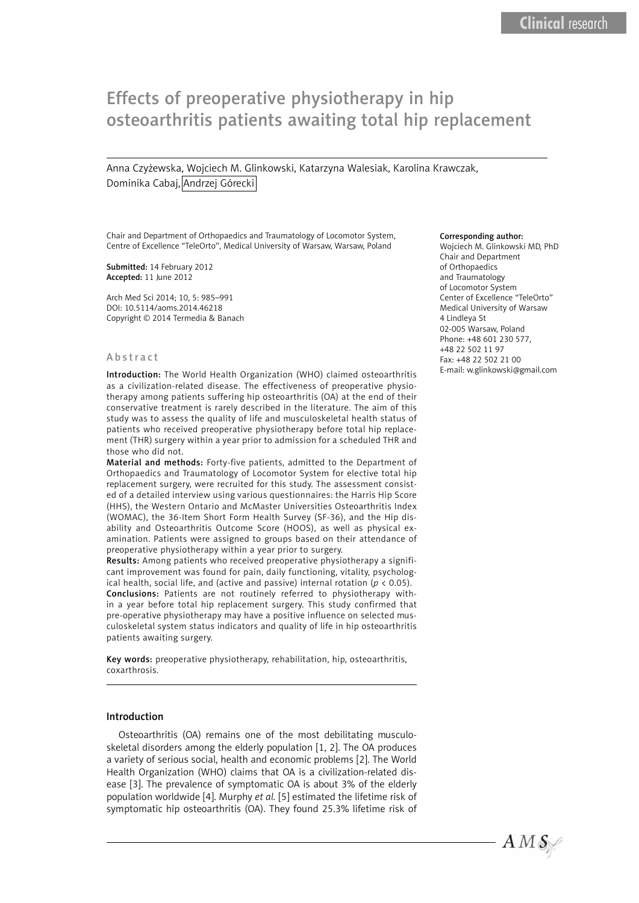# Effects of preoperative physiotherapy in hip osteoarthritis patients awaiting total hip replacement

Anna Czyżewska, Wojciech M. Glinkowski, Katarzyna Walesiak, Karolina Krawczak, Dominika Cabaj, Andrzej Górecki

Chair and Department of Orthopaedics and Traumatology of Locomotor System, Centre of Excellence "TeleOrto", Medical University of Warsaw, Warsaw, Poland

**Submitted:** 14 February 2012
**Accepted:** 11 June 2012

Arch Med Sci 2014; 10, 5: 985–991
DOI: 10.5114/aoms.2014.46218
Copyright © 2014 Termedia & Banach

**Corresponding author:**
Wojciech M. Glinkowski MD, PhD
Chair and Department of Orthopaedics and Traumatology of Locomotor System
Center of Excellence "TeleOrto"
Medical University of Warsaw
4 Lindleya St
02-005 Warsaw, Poland
Phone: +48 601 230 577, +48 22 502 11 97
Fax: +48 22 502 21 00
E-mail: w.glinkowski@gmail.com

## Abstract

**Introduction:** The World Health Organization (WHO) claimed osteoarthritis as a civilization-related disease. The effectiveness of preoperative physiotherapy among patients suffering hip osteoarthritis (OA) at the end of their conservative treatment is rarely described in the literature. The aim of this study was to assess the quality of life and musculoskeletal health status of patients who received preoperative physiotherapy before total hip replacement (THR) surgery within a year prior to admission for a scheduled THR and those who did not.

**Material and methods:** Forty-five patients, admitted to the Department of Orthopaedics and Traumatology of Locomotor System for elective total hip replacement surgery, were recruited for this study. The assessment consisted of a detailed interview using various questionnaires: the Harris Hip Score (HHS), the Western Ontario and McMaster Universities Osteoarthritis Index (WOMAC), the 36-Item Short Form Health Survey (SF-36), and the Hip disability and Osteoarthritis Outcome Score (HOOS), as well as physical examination. Patients were assigned to groups based on their attendance of preoperative physiotherapy within a year prior to surgery.

**Results:** Among patients who received preoperative physiotherapy a significant improvement was found for pain, daily functioning, vitality, psychological health, social life, and (active and passive) internal rotation ($p < 0.05$).

**Conclusions:** Patients are not routinely referred to physiotherapy within a year before total hip replacement surgery. This study confirmed that pre-operative physiotherapy may have a positive influence on selected musculoskeletal system status indicators and quality of life in hip osteoarthritis patients awaiting surgery.

**Key words:** preoperative physiotherapy, rehabilitation, hip, osteoarthritis, coxarthrosis.

## Introduction

Osteoarthritis (OA) remains one of the most debilitating musculoskeletal disorders among the elderly population [1, 2]. The OA produces a variety of serious social, health and economic problems [2]. The World Health Organization (WHO) claims that OA is a civilization-related disease [3]. The prevalence of symptomatic OA is about 3% of the elderly population worldwide [4]. Murphy *et al.* [5] estimated the lifetime risk of symptomatic hip osteoarthritis (OA). They found 25.3% lifetime risk of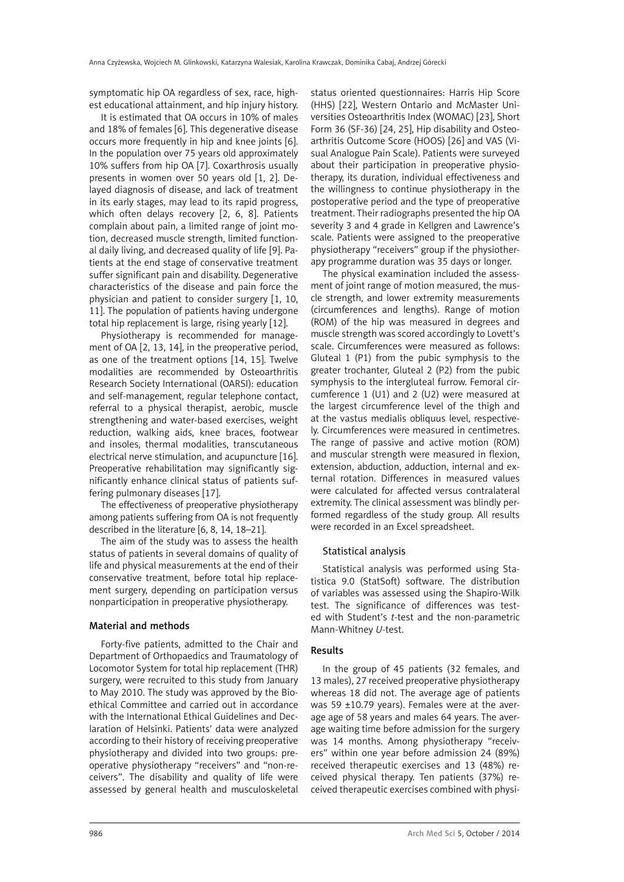symptomatic hip OA regardless of sex, race, highest educational attainment, and hip injury history.

It is estimated that OA occurs in 10% of males and 18% of females [6]. This degenerative disease occurs more frequently in hip and knee joints [6]. In the population over 75 years old approximately 10% suffers from hip OA [7]. Coxarthrosis usually presents in women over 50 years old [1, 2]. Delayed diagnosis of disease, and lack of treatment in its early stages, may lead to its rapid progress, which often delays recovery [2, 6, 8]. Patients complain about pain, a limited range of joint motion, decreased muscle strength, limited functional daily living, and decreased quality of life [9]. Patients at the end stage of conservative treatment suffer significant pain and disability. Degenerative characteristics of the disease and pain force the physician and patient to consider surgery [1, 10, 11]. The population of patients having undergone total hip replacement is large, rising yearly [12].

Physiotherapy is recommended for management of OA [2, 13, 14], in the preoperative period, as one of the treatment options [14, 15]. Twelve modalities are recommended by Osteoarthritis Research Society International (OARSI): education and self-management, regular telephone contact, referral to a physical therapist, aerobic, muscle strengthening and water-based exercises, weight reduction, walking aids, knee braces, footwear and insoles, thermal modalities, transcutaneous electrical nerve stimulation, and acupuncture [16]. Preoperative rehabilitation may significantly significantly enhance clinical status of patients suffering pulmonary diseases [17].

The effectiveness of preoperative physiotherapy among patients suffering from OA is not frequently described in the literature [6, 8, 14, 18–21].

The aim of the study was to assess the health status of patients in several domains of quality of life and physical measurements at the end of their conservative treatment, before total hip replacement surgery, depending on participation versus nonparticipation in preoperative physiotherapy.

## Material and methods

Forty-five patients, admitted to the Chair and Department of Orthopaedics and Traumatology of Locomotor System for total hip replacement (THR) surgery, were recruited to this study from January to May 2010. The study was approved by the Bioethical Committee and carried out in accordance with the International Ethical Guidelines and Declaration of Helsinki. Patients' data were analyzed according to their history of receiving preoperative physiotherapy and divided into two groups: preoperative physiotherapy "receivers" and "non-receivers". The disability and quality of life were assessed by general health and musculoskeletal status oriented questionnaires: Harris Hip Score (HHS) [22], Western Ontario and McMaster Universities Osteoarthritis Index (WOMAC) [23], Short Form 36 (SF-36) [24, 25], Hip disability and Osteoarthritis Outcome Score (HOOS) [26] and VAS (Visual Analogue Pain Scale). Patients were surveyed about their participation in preoperative physiotherapy, its duration, individual effectiveness and the willingness to continue physiotherapy in the postoperative period and the type of preoperative treatment. Their radiographs presented the hip OA severity 3 and 4 grade in Kellgren and Lawrence's scale. Patients were assigned to the preoperative physiotherapy "receivers" group if the physiotherapy programme duration was 35 days or longer.

The physical examination included the assessment of joint range of motion measured, the muscle strength, and lower extremity measurements (circumferences and lengths). Range of motion (ROM) of the hip was measured in degrees and muscle strength was scored accordingly to Lovett's scale. Circumferences were measured as follows: Gluteal 1 (P1) from the pubic symphysis to the greater trochanter, Gluteal 2 (P2) from the pubic symphysis to the intergluteal furrow. Femoral circumference 1 (U1) and 2 (U2) were measured at the largest circumference level of the thigh and at the vastus medialis obliquus level, respectively. Circumferences were measured in centimetres. The range of passive and active motion (ROM) and muscular strength were measured in flexion, extension, abduction, adduction, internal and external rotation. Differences in measured values were calculated for affected versus contralateral extremity. The clinical assessment was blindly performed regardless of the study group. All results were recorded in an Excel spreadsheet.

### Statistical analysis

Statistical analysis was performed using Statistica 9.0 (StatSoft) software. The distribution of variables was assessed using the Shapiro-Wilk test. The significance of differences was tested with Student's *t*-test and the non-parametric Mann-Whitney *U*-test.

## Results

In the group of 45 patients (32 females, and 13 males), 27 received preoperative physiotherapy whereas 18 did not. The average age of patients was 59 ±10.79 years). Females were at the average age of 58 years and males 64 years. The average waiting time before admission for the surgery was 14 months. Among physiotherapy "receivers" within one year before admission 24 (89%) received therapeutic exercises and 13 (48%) received physical therapy. Ten patients (37%) received therapeutic exercises combined with physi-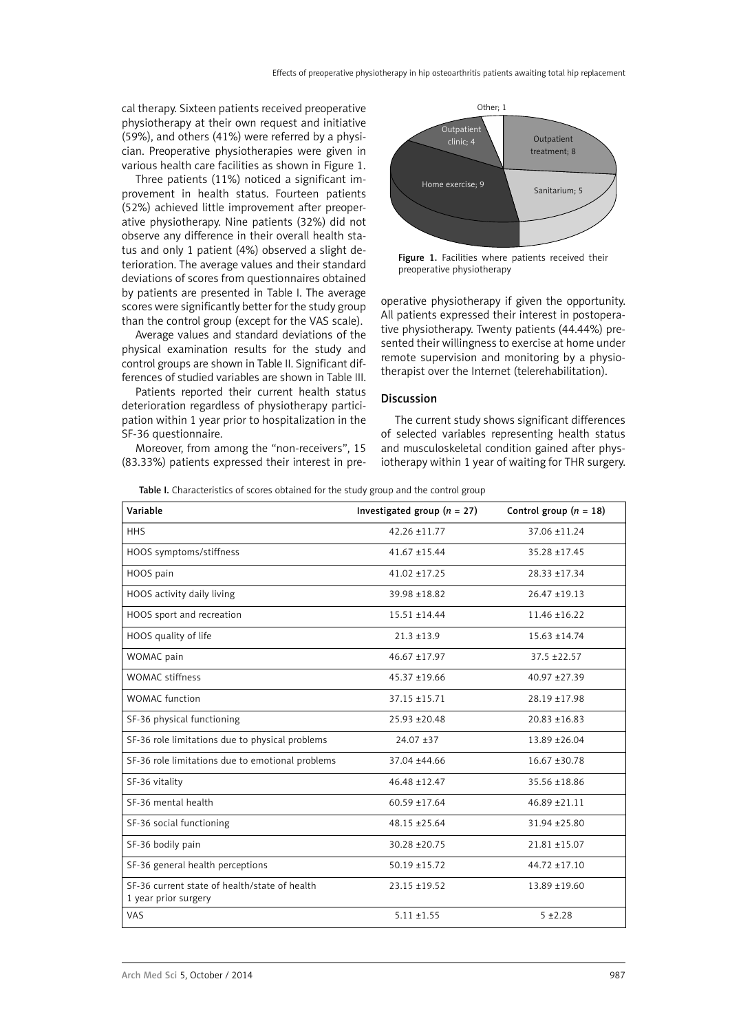cal therapy. Sixteen patients received preoperative physiotherapy at their own request and initiative (59%), and others (41%) were referred by a physician. Preoperative physiotherapies were given in various health care facilities as shown in Figure 1.

Three patients (11%) noticed a significant improvement in health status. Fourteen patients (52%) achieved little improvement after preoperative physiotherapy. Nine patients (32%) did not observe any difference in their overall health status and only 1 patient (4%) observed a slight deterioration. The average values and their standard deviations of scores from questionnaires obtained by patients are presented in Table I. The average scores were significantly better for the study group than the control group (except for the VAS scale).

Average values and standard deviations of the physical examination results for the study and control groups are shown in Table II. Significant differences of studied variables are shown in Table III.

Patients reported their current health status deterioration regardless of physiotherapy participation within 1 year prior to hospitalization in the SF-36 questionnaire.

Moreover, from among the "non-receivers", 15 (83.33%) patients expressed their interest in preoperative physiotherapy if given the opportunity. All patients expressed their interest in postoperative physiotherapy. Twenty patients (44.44%) presented their willingness to exercise at home under remote supervision and monitoring by a physiotherapist over the Internet (telerehabilitation).

Other; 1
Outpatient clinic; 4
Outpatient treatment; 8
Home exercise; 9
Sanitarium; 5

**Figure 1.** Facilities where patients received their preoperative physiotherapy

## Discussion

The current study shows significant differences of selected variables representing health status and musculoskeletal condition gained after physiotherapy within 1 year of waiting for THR surgery.

**Table I.** Characteristics of scores obtained for the study group and the control group

| Variable | Investigated group (*n* = 27) | Control group (*n* = 18) |
|---|---|---|
| HHS | 42.26 ±11.77 | 37.06 ±11.24 |
| HOOS symptoms/stiffness | 41.67 ±15.44 | 35.28 ±17.45 |
| HOOS pain | 41.02 ±17.25 | 28.33 ±17.34 |
| HOOS activity daily living | 39.98 ±18.82 | 26.47 ±19.13 |
| HOOS sport and recreation | 15.51 ±14.44 | 11.46 ±16.22 |
| HOOS quality of life | 21.3 ±13.9 | 15.63 ±14.74 |
| WOMAC pain | 46.67 ±17.97 | 37.5 ±22.57 |
| WOMAC stiffness | 45.37 ±19.66 | 40.97 ±27.39 |
| WOMAC function | 37.15 ±15.71 | 28.19 ±17.98 |
| SF-36 physical functioning | 25.93 ±20.48 | 20.83 ±16.83 |
| SF-36 role limitations due to physical problems | 24.07 ±37 | 13.89 ±26.04 |
| SF-36 role limitations due to emotional problems | 37.04 ±44.66 | 16.67 ±30.78 |
| SF-36 vitality | 46.48 ±12.47 | 35.56 ±18.86 |
| SF-36 mental health | 60.59 ±17.64 | 46.89 ±21.11 |
| SF-36 social functioning | 48.15 ±25.64 | 31.94 ±25.80 |
| SF-36 bodily pain | 30.28 ±20.75 | 21.81 ±15.07 |
| SF-36 general health perceptions | 50.19 ±15.72 | 44.72 ±17.10 |
| SF-36 current state of health/state of health 1 year prior surgery | 23.15 ±19.52 | 13.89 ±19.60 |
| VAS | 5.11 ±1.55 | 5 ±2.28 |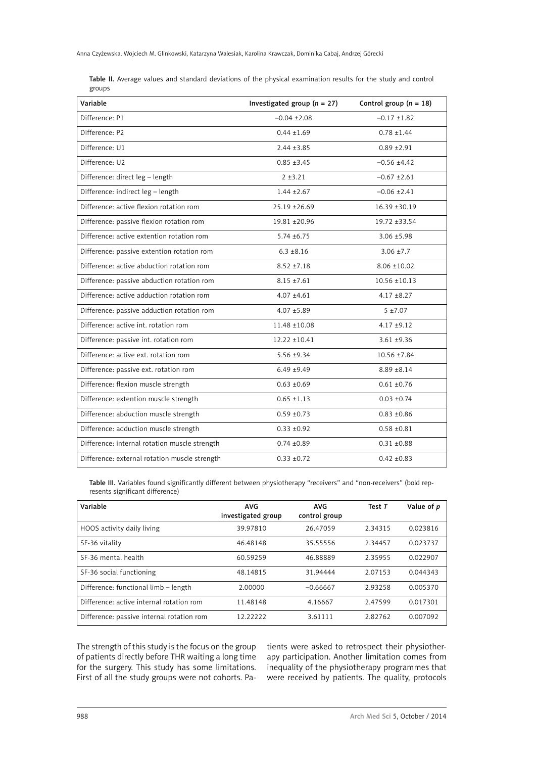**Table II.** Average values and standard deviations of the physical examination results for the study and control groups

| Variable | Investigated group ($n$ = 27) | Control group ($n$ = 18) |
|---|---|---|
| Difference: P1 | –0.04 ±2.08 | –0.17 ±1.82 |
| Difference: P2 | 0.44 ±1.69 | 0.78 ±1.44 |
| Difference: U1 | 2.44 ±3.85 | 0.89 ±2.91 |
| Difference: U2 | 0.85 ±3.45 | –0.56 ±4.42 |
| Difference: direct leg – length | 2 ±3.21 | –0.67 ±2.61 |
| Difference: indirect leg – length | 1.44 ±2.67 | –0.06 ±2.41 |
| Difference: active flexion rotation rom | 25.19 ±26.69 | 16.39 ±30.19 |
| Difference: passive flexion rotation rom | 19.81 ±20.96 | 19.72 ±33.54 |
| Difference: active extention rotation rom | 5.74 ±6.75 | 3.06 ±5.98 |
| Difference: passive extention rotation rom | 6.3 ±8.16 | 3.06 ±7.7 |
| Difference: active abduction rotation rom | 8.52 ±7.18 | 8.06 ±10.02 |
| Difference: passive abduction rotation rom | 8.15 ±7.61 | 10.56 ±10.13 |
| Difference: active adduction rotation rom | 4.07 ±4.61 | 4.17 ±8.27 |
| Difference: passive adduction rotation rom | 4.07 ±5.89 | 5 ±7.07 |
| Difference: active int. rotation rom | 11.48 ±10.08 | 4.17 ±9.12 |
| Difference: passive int. rotation rom | 12.22 ±10.41 | 3.61 ±9.36 |
| Difference: active ext. rotation rom | 5.56 ±9.34 | 10.56 ±7.84 |
| Difference: passive ext. rotation rom | 6.49 ±9.49 | 8.89 ±8.14 |
| Difference: flexion muscle strength | 0.63 ±0.69 | 0.61 ±0.76 |
| Difference: extention muscle strength | 0.65 ±1.13 | 0.03 ±0.74 |
| Difference: abduction muscle strength | 0.59 ±0.73 | 0.83 ±0.86 |
| Difference: adduction muscle strength | 0.33 ±0.92 | 0.58 ±0.81 |
| Difference: internal rotation muscle strength | 0.74 ±0.89 | 0.31 ±0.88 |
| Difference: external rotation muscle strength | 0.33 ±0.72 | 0.42 ±0.83 |

**Table III.** Variables found significantly different between physiotherapy "receivers" and "non-receivers" (bold represents significant difference)

| Variable | AVG investigated group | AVG control group | Test $T$ | Value of $p$ |
|---|---|---|---|---|
| HOOS activity daily living | 39.97810 | 26.47059 | 2.34315 | 0.023816 |
| SF-36 vitality | 46.48148 | 35.55556 | 2.34457 | 0.023737 |
| SF-36 mental health | 60.59259 | 46.88889 | 2.35955 | 0.022907 |
| SF-36 social functioning | 48.14815 | 31.94444 | 2.07153 | 0.044343 |
| Difference: functional limb – length | 2.00000 | –0.66667 | 2.93258 | 0.005370 |
| Difference: active internal rotation rom | 11.48148 | 4.16667 | 2.47599 | 0.017301 |
| Difference: passive internal rotation rom | 12.22222 | 3.61111 | 2.82762 | 0.007092 |

The strength of this study is the focus on the group of patients directly before THR waiting a long time for the surgery. This study has some limitations. First of all the study groups were not cohorts. Patients were asked to retrospect their physiotherapy participation. Another limitation comes from inequality of the physiotherapy programmes that were received by patients. The quality, protocols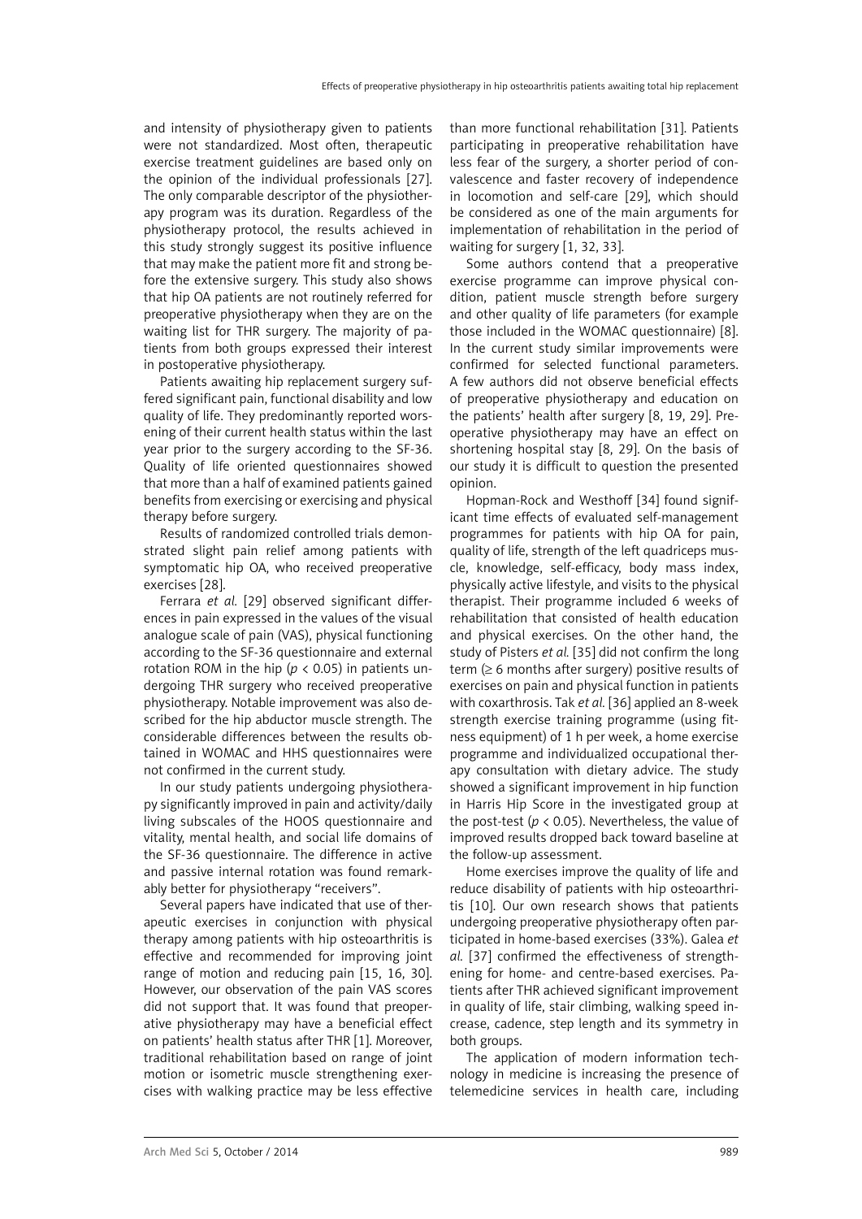and intensity of physiotherapy given to patients were not standardized. Most often, therapeutic exercise treatment guidelines are based only on the opinion of the individual professionals [27]. The only comparable descriptor of the physiotherapy program was its duration. Regardless of the physiotherapy protocol, the results achieved in this study strongly suggest its positive influence that may make the patient more fit and strong before the extensive surgery. This study also shows that hip OA patients are not routinely referred for preoperative physiotherapy when they are on the waiting list for THR surgery. The majority of patients from both groups expressed their interest in postoperative physiotherapy.

Patients awaiting hip replacement surgery suffered significant pain, functional disability and low quality of life. They predominantly reported worsening of their current health status within the last year prior to the surgery according to the SF-36. Quality of life oriented questionnaires showed that more than a half of examined patients gained benefits from exercising or exercising and physical therapy before surgery.

Results of randomized controlled trials demonstrated slight pain relief among patients with symptomatic hip OA, who received preoperative exercises [28].

Ferrara *et al.* [29] observed significant differences in pain expressed in the values of the visual analogue scale of pain (VAS), physical functioning according to the SF-36 questionnaire and external rotation ROM in the hip ($p < 0.05$) in patients undergoing THR surgery who received preoperative physiotherapy. Notable improvement was also described for the hip abductor muscle strength. The considerable differences between the results obtained in WOMAC and HHS questionnaires were not confirmed in the current study.

In our study patients undergoing physiotherapy significantly improved in pain and activity/daily living subscales of the HOOS questionnaire and vitality, mental health, and social life domains of the SF-36 questionnaire. The difference in active and passive internal rotation was found remarkably better for physiotherapy "receivers".

Several papers have indicated that use of therapeutic exercises in conjunction with physical therapy among patients with hip osteoarthritis is effective and recommended for improving joint range of motion and reducing pain [15, 16, 30]. However, our observation of the pain VAS scores did not support that. It was found that preoperative physiotherapy may have a beneficial effect on patients' health status after THR [1]. Moreover, traditional rehabilitation based on range of joint motion or isometric muscle strengthening exercises with walking practice may be less effective than more functional rehabilitation [31]. Patients participating in preoperative rehabilitation have less fear of the surgery, a shorter period of convalescence and faster recovery of independence in locomotion and self-care [29], which should be considered as one of the main arguments for implementation of rehabilitation in the period of waiting for surgery [1, 32, 33].

Some authors contend that a preoperative exercise programme can improve physical condition, patient muscle strength before surgery and other quality of life parameters (for example those included in the WOMAC questionnaire) [8]. In the current study similar improvements were confirmed for selected functional parameters. A few authors did not observe beneficial effects of preoperative physiotherapy and education on the patients' health after surgery [8, 19, 29]. Preoperative physiotherapy may have an effect on shortening hospital stay [8, 29]. On the basis of our study it is difficult to question the presented opinion.

Hopman-Rock and Westhoff [34] found significant time effects of evaluated self-management programmes for patients with hip OA for pain, quality of life, strength of the left quadriceps muscle, knowledge, self-efficacy, body mass index, physically active lifestyle, and visits to the physical therapist. Their programme included 6 weeks of rehabilitation that consisted of health education and physical exercises. On the other hand, the study of Pisters *et al.* [35] did not confirm the long term ($\geq$ 6 months after surgery) positive results of exercises on pain and physical function in patients with coxarthrosis. Tak *et al.* [36] applied an 8-week strength exercise training programme (using fitness equipment) of 1 h per week, a home exercise programme and individualized occupational therapy consultation with dietary advice. The study showed a significant improvement in hip function in Harris Hip Score in the investigated group at the post-test ($p < 0.05$). Nevertheless, the value of improved results dropped back toward baseline at the follow-up assessment.

Home exercises improve the quality of life and reduce disability of patients with hip osteoarthritis [10]. Our own research shows that patients undergoing preoperative physiotherapy often participated in home-based exercises (33%). Galea *et al.* [37] confirmed the effectiveness of strengthening for home- and centre-based exercises. Patients after THR achieved significant improvement in quality of life, stair climbing, walking speed increase, cadence, step length and its symmetry in both groups.

The application of modern information technology in medicine is increasing the presence of telemedicine services in health care, including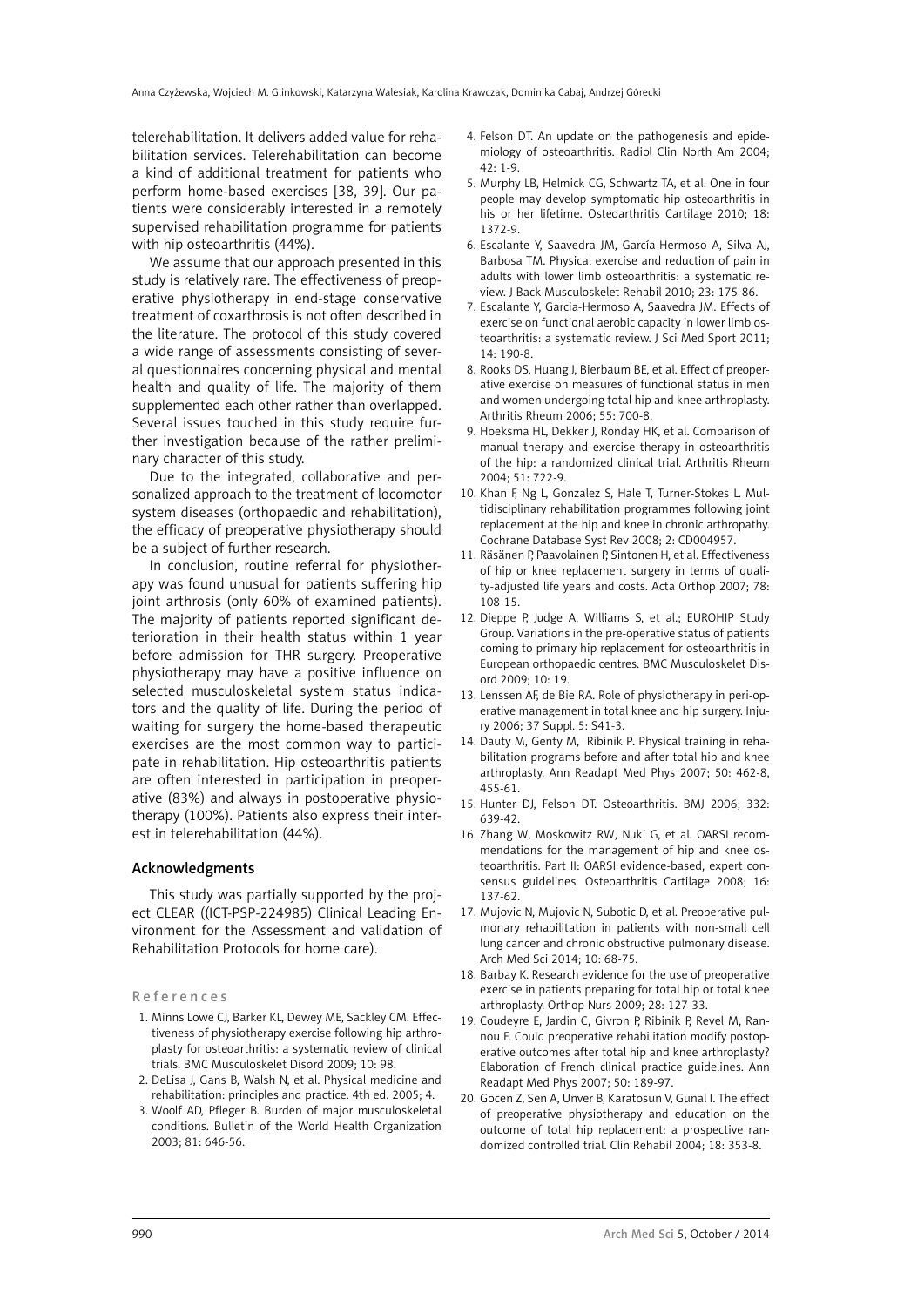telerehabilitation. It delivers added value for rehabilitation services. Telerehabilitation can become a kind of additional treatment for patients who perform home-based exercises [38, 39]. Our patients were considerably interested in a remotely supervised rehabilitation programme for patients with hip osteoarthritis (44%).

We assume that our approach presented in this study is relatively rare. The effectiveness of preoperative physiotherapy in end-stage conservative treatment of coxarthrosis is not often described in the literature. The protocol of this study covered a wide range of assessments consisting of several questionnaires concerning physical and mental health and quality of life. The majority of them supplemented each other rather than overlapped. Several issues touched in this study require further investigation because of the rather preliminary character of this study.

Due to the integrated, collaborative and personalized approach to the treatment of locomotor system diseases (orthopaedic and rehabilitation), the efficacy of preoperative physiotherapy should be a subject of further research.

In conclusion, routine referral for physiotherapy was found unusual for patients suffering hip joint arthrosis (only 60% of examined patients). The majority of patients reported significant deterioration in their health status within 1 year before admission for THR surgery. Preoperative physiotherapy may have a positive influence on selected musculoskeletal system status indicators and the quality of life. During the period of waiting for surgery the home-based therapeutic exercises are the most common way to participate in rehabilitation. Hip osteoarthritis patients are often interested in participation in preoperative (83%) and always in postoperative physiotherapy (100%). Patients also express their interest in telerehabilitation (44%).

## Acknowledgments

This study was partially supported by the project CLEAR ((ICT-PSP-224985) Clinical Leading Environment for the Assessment and validation of Rehabilitation Protocols for home care).

## References

1. Minns Lowe CJ, Barker KL, Dewey ME, Sackley CM. Effectiveness of physiotherapy exercise following hip arthroplasty for osteoarthritis: a systematic review of clinical trials. BMC Musculoskelet Disord 2009; 10: 98.
2. DeLisa J, Gans B, Walsh N, et al. Physical medicine and rehabilitation: principles and practice. 4th ed. 2005; 4.
3. Woolf AD, Pfleger B. Burden of major musculoskeletal conditions. Bulletin of the World Health Organization 2003; 81: 646-56.
4. Felson DT. An update on the pathogenesis and epidemiology of osteoarthritis. Radiol Clin North Am 2004; 42: 1-9.
5. Murphy LB, Helmick CG, Schwartz TA, et al. One in four people may develop symptomatic hip osteoarthritis in his or her lifetime. Osteoarthritis Cartilage 2010; 18: 1372-9.
6. Escalante Y, Saavedra JM, García-Hermoso A, Silva AJ, Barbosa TM. Physical exercise and reduction of pain in adults with lower limb osteoarthritis: a systematic review. J Back Musculoskelet Rehabil 2010; 23: 175-86.
7. Escalante Y, Garcia-Hermoso A, Saavedra JM. Effects of exercise on functional aerobic capacity in lower limb osteoarthritis: a systematic review. J Sci Med Sport 2011; 14: 190-8.
8. Rooks DS, Huang J, Bierbaum BE, et al. Effect of preoperative exercise on measures of functional status in men and women undergoing total hip and knee arthroplasty. Arthritis Rheum 2006; 55: 700-8.
9. Hoeksma HL, Dekker J, Ronday HK, et al. Comparison of manual therapy and exercise therapy in osteoarthritis of the hip: a randomized clinical trial. Arthritis Rheum 2004; 51: 722-9.
10. Khan F, Ng L, Gonzalez S, Hale T, Turner-Stokes L. Multidisciplinary rehabilitation programmes following joint replacement at the hip and knee in chronic arthropathy. Cochrane Database Syst Rev 2008; 2: CD004957.
11. Räsänen P, Paavolainen P, Sintonen H, et al. Effectiveness of hip or knee replacement surgery in terms of quality-adjusted life years and costs. Acta Orthop 2007; 78: 108-15.
12. Dieppe P, Judge A, Williams S, et al.; EUROHIP Study Group. Variations in the pre-operative status of patients coming to primary hip replacement for osteoarthritis in European orthopaedic centres. BMC Musculoskelet Disord 2009; 10: 19.
13. Lenssen AF, de Bie RA. Role of physiotherapy in peri-operative management in total knee and hip surgery. Injury 2006; 37 Suppl. 5: S41-3.
14. Dauty M, Genty M, Ribinik P. Physical training in rehabilitation programs before and after total hip and knee arthroplasty. Ann Readapt Med Phys 2007; 50: 462-8, 455-61.
15. Hunter DJ, Felson DT. Osteoarthritis. BMJ 2006; 332: 639-42.
16. Zhang W, Moskowitz RW, Nuki G, et al. OARSI recommendations for the management of hip and knee osteoarthritis. Part II: OARSI evidence-based, expert consensus guidelines. Osteoarthritis Cartilage 2008; 16: 137-62.
17. Mujovic N, Mujovic N, Subotic D, et al. Preoperative pulmonary rehabilitation in patients with non-small cell lung cancer and chronic obstructive pulmonary disease. Arch Med Sci 2014; 10: 68-75.
18. Barbay K. Research evidence for the use of preoperative exercise in patients preparing for total hip or total knee arthroplasty. Orthop Nurs 2009; 28: 127-33.
19. Coudeyre E, Jardin C, Givron P, Ribinik P, Revel M, Rannou F. Could preoperative rehabilitation modify postoperative outcomes after total hip and knee arthroplasty? Elaboration of French clinical practice guidelines. Ann Readapt Med Phys 2007; 50: 189-97.
20. Gocen Z, Sen A, Unver B, Karatosun V, Gunal I. The effect of preoperative physiotherapy and education on the outcome of total hip replacement: a prospective randomized controlled trial. Clin Rehabil 2004; 18: 353-8.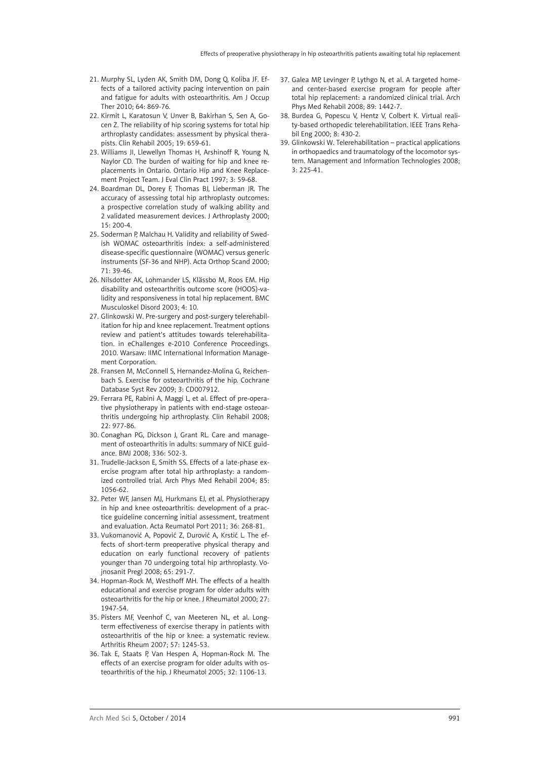21. Murphy SL, Lyden AK, Smith DM, Dong Q, Koliba JF. Effects of a tailored activity pacing intervention on pain and fatigue for adults with osteoarthritis. Am J Occup Ther 2010; 64: 869-76.
22. Kirmit L, Karatosun V, Unver B, Bakirhan S, Sen A, Gocen Z. The reliability of hip scoring systems for total hip arthroplasty candidates: assessment by physical therapists. Clin Rehabil 2005; 19: 659-61.
23. Williams JI, Llewellyn Thomas H, Arshinoff R, Young N, Naylor CD. The burden of waiting for hip and knee replacements in Ontario. Ontario Hip and Knee Replacement Project Team. J Eval Clin Pract 1997; 3: 59-68.
24. Boardman DL, Dorey F, Thomas BJ, Lieberman JR. The accuracy of assessing total hip arthroplasty outcomes: a prospective correlation study of walking ability and 2 validated measurement devices. J Arthroplasty 2000; 15: 200-4.
25. Soderman P, Malchau H. Validity and reliability of Swedish WOMAC osteoarthritis index: a self-administered disease-specific questionnaire (WOMAC) versus generic instruments (SF-36 and NHP). Acta Orthop Scand 2000; 71: 39-46.
26. Nilsdotter AK, Lohmander LS, Klässbo M, Roos EM. Hip disability and osteoarthritis outcome score (HOOS)-validity and responsiveness in total hip replacement. BMC Musculoskel Disord 2003; 4: 10.
27. Glinkowski W. Pre-surgery and post-surgery telerehabilitation for hip and knee replacement. Treatment options review and patient's attitudes towards telerehabilitation. in eChallenges e-2010 Conference Proceedings. 2010. Warsaw: IIMC International Information Management Corporation.
28. Fransen M, McConnell S, Hernandez-Molina G, Reichenbach S. Exercise for osteoarthritis of the hip. Cochrane Database Syst Rev 2009; 3: CD007912.
29. Ferrara PE, Rabini A, Maggi L, et al. Effect of pre-operative physiotherapy in patients with end-stage osteoarthritis undergoing hip arthroplasty. Clin Rehabil 2008; 22: 977-86.
30. Conaghan PG, Dickson J, Grant RL. Care and management of osteoarthritis in adults: summary of NICE guidance. BMJ 2008; 336: 502-3.
31. Trudelle-Jackson E, Smith SS. Effects of a late-phase exercise program after total hip arthroplasty: a randomized controlled trial. Arch Phys Med Rehabil 2004; 85: 1056-62.
32. Peter WF, Jansen MJ, Hurkmans EJ, et al. Physiotherapy in hip and knee osteoarthritis: development of a practice guideline concerning initial assessment, treatment and evaluation. Acta Reumatol Port 2011; 36: 268-81.
33. Vukomanović A, Popović Z, Durović A, Krstić L. The effects of short-term preoperative physical therapy and education on early functional recovery of patients younger than 70 undergoing total hip arthroplasty. Vojnosanit Pregl 2008; 65: 291-7.
34. Hopman-Rock M, Westhoff MH. The effects of a health educational and exercise program for older adults with osteoarthritis for the hip or knee. J Rheumatol 2000; 27: 1947-54.
35. Pisters MF, Veenhof C, van Meeteren NL, et al. Long-term effectiveness of exercise therapy in patients with osteoarthritis of the hip or knee: a systematic review. Arthritis Rheum 2007; 57: 1245-53.
36. Tak E, Staats P, Van Hespen A, Hopman-Rock M. The effects of an exercise program for older adults with osteoarthritis of the hip. J Rheumatol 2005; 32: 1106-13.
37. Galea MP, Levinger P, Lythgo N, et al. A targeted home- and center-based exercise program for people after total hip replacement: a randomized clinical trial. Arch Phys Med Rehabil 2008; 89: 1442-7.
38. Burdea G, Popescu V, Hentz V, Colbert K. Virtual reality-based orthopedic telerehabilitation. IEEE Trans Rehabil Eng 2000; 8: 430-2.
39. Glinkowski W. Telerehabilitation – practical applications in orthopaedics and traumatology of the locomotor system. Management and Information Technologies 2008; 3: 225-41.